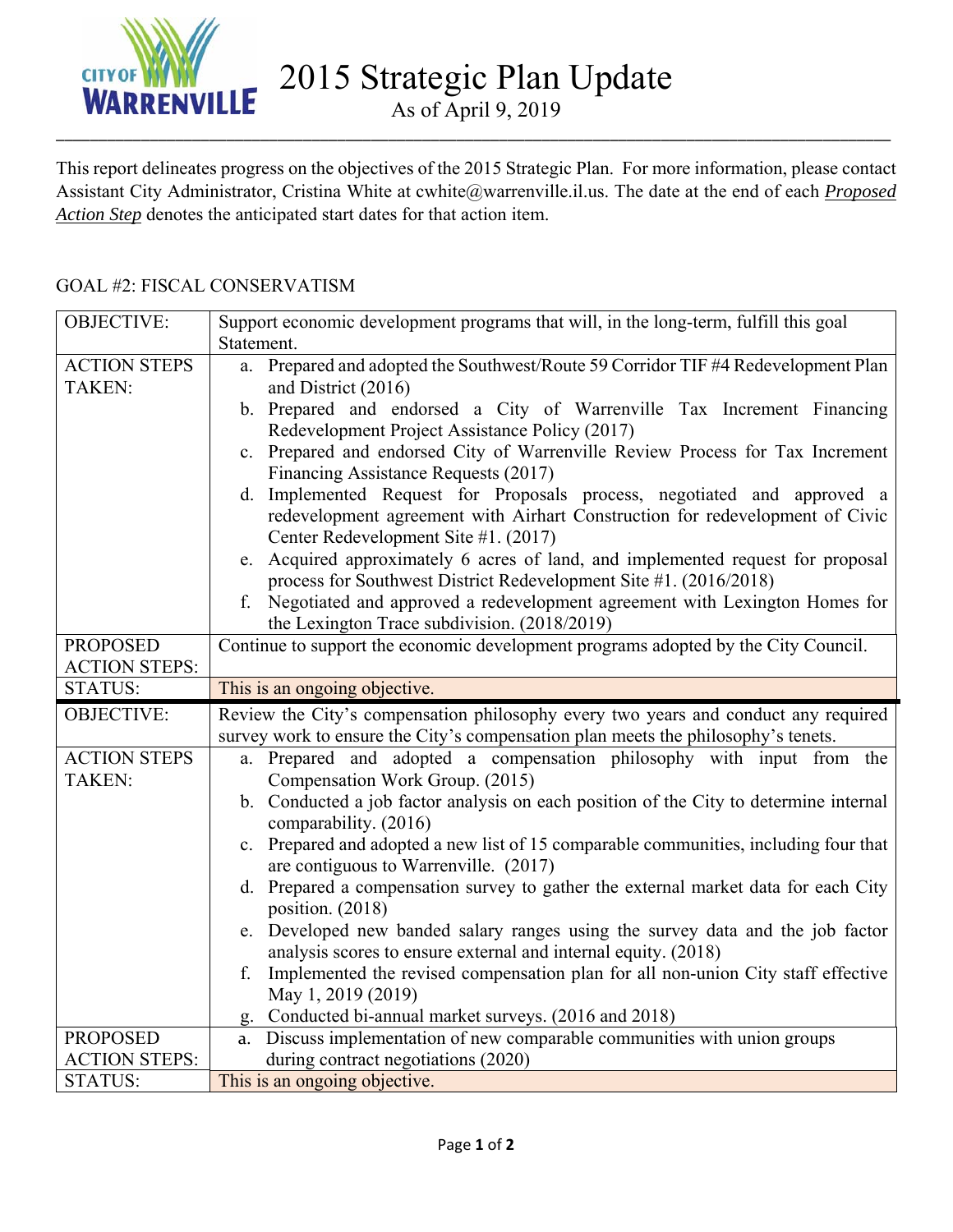# 2015 Strategic Plan Update

As of April 9, 2019

This report delineates progress on the objectives of the 2015 Strategic Plan. For more information, please contact Assistant City Administrator, Cristina White at cwhite@warrenville.il.us. The date at the end of each ***Proposed Action Step*** denotes the anticipated start dates for that action item.

GOAL #2: FISCAL CONSERVATISM

| | |
|---|---|
| OBJECTIVE: | Support economic development programs that will, in the long-term, fulfill this goal Statement. |
| ACTION STEPS TAKEN: | a. Prepared and adopted the Southwest/Route 59 Corridor TIF #4 Redevelopment Plan and District (2016)<br>b. Prepared and endorsed a City of Warrenville Tax Increment Financing Redevelopment Project Assistance Policy (2017)<br>c. Prepared and endorsed City of Warrenville Review Process for Tax Increment Financing Assistance Requests (2017)<br>d. Implemented Request for Proposals process, negotiated and approved a redevelopment agreement with Airhart Construction for redevelopment of Civic Center Redevelopment Site #1. (2017)<br>e. Acquired approximately 6 acres of land, and implemented request for proposal process for Southwest District Redevelopment Site #1. (2016/2018)<br>f. Negotiated and approved a redevelopment agreement with Lexington Homes for the Lexington Trace subdivision. (2018/2019) |
| PROPOSED ACTION STEPS: | Continue to support the economic development programs adopted by the City Council. |
| STATUS: | This is an ongoing objective. |
| OBJECTIVE: | Review the City's compensation philosophy every two years and conduct any required survey work to ensure the City's compensation plan meets the philosophy's tenets. |
| ACTION STEPS TAKEN: | a. Prepared and adopted a compensation philosophy with input from the Compensation Work Group. (2015)<br>b. Conducted a job factor analysis on each position of the City to determine internal comparability. (2016)<br>c. Prepared and adopted a new list of 15 comparable communities, including four that are contiguous to Warrenville. (2017)<br>d. Prepared a compensation survey to gather the external market data for each City position. (2018)<br>e. Developed new banded salary ranges using the survey data and the job factor analysis scores to ensure external and internal equity. (2018)<br>f. Implemented the revised compensation plan for all non-union City staff effective May 1, 2019 (2019)<br>g. Conducted bi-annual market surveys. (2016 and 2018) |
| PROPOSED ACTION STEPS: | a. Discuss implementation of new comparable communities with union groups during contract negotiations (2020) |
| STATUS: | This is an ongoing objective. |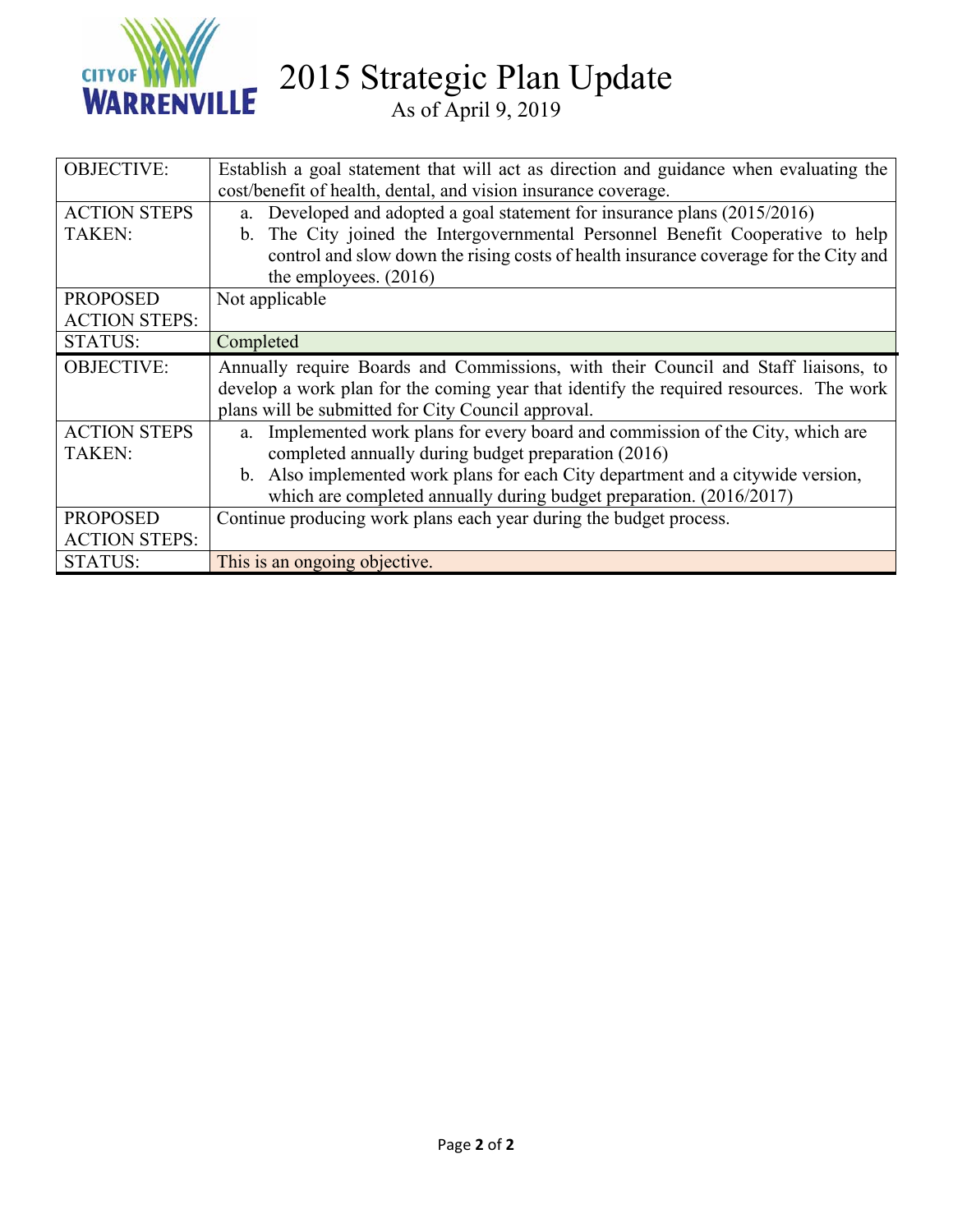# 2015 Strategic Plan Update

As of April 9, 2019

| | |
|---|---|
| OBJECTIVE: | Establish a goal statement that will act as direction and guidance when evaluating the cost/benefit of health, dental, and vision insurance coverage. |
| ACTION STEPS TAKEN: | a. Developed and adopted a goal statement for insurance plans (2015/2016)<br>b. The City joined the Intergovernmental Personnel Benefit Cooperative to help control and slow down the rising costs of health insurance coverage for the City and the employees. (2016) |
| PROPOSED ACTION STEPS: | Not applicable |
| STATUS: | Completed |

| | |
|---|---|
| OBJECTIVE: | Annually require Boards and Commissions, with their Council and Staff liaisons, to develop a work plan for the coming year that identify the required resources. The work plans will be submitted for City Council approval. |
| ACTION STEPS TAKEN: | a. Implemented work plans for every board and commission of the City, which are completed annually during budget preparation (2016)<br>b. Also implemented work plans for each City department and a citywide version, which are completed annually during budget preparation. (2016/2017) |
| PROPOSED ACTION STEPS: | Continue producing work plans each year during the budget process. |
| STATUS: | This is an ongoing objective. |